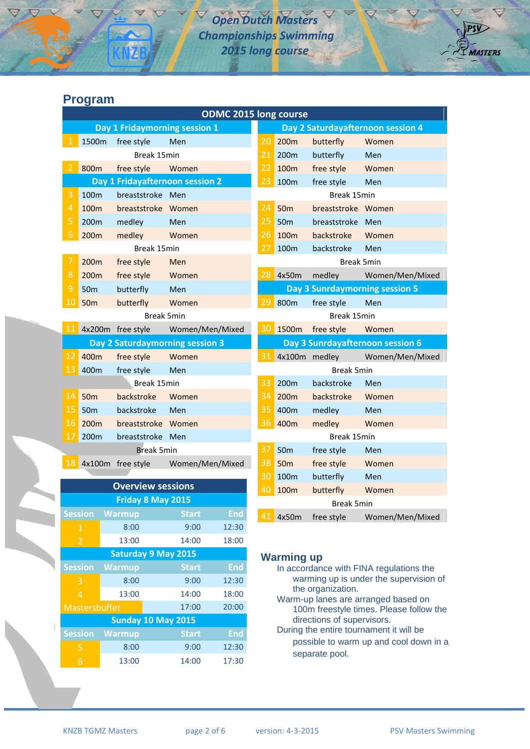Open Dutch Masters Championships Swimming 2015 long course

## Program

**ODMC 2015 long course**

| # | Distance | Stroke | Category |
|---|---|---|---|
| **Day 1 Fridaymorning session 1** | | | |
| 1 | 1500m | free style | Men |
| | Break 15min | | |
| 2 | 800m | free style | Women |
| **Day 1 Fridayafternoon session 2** | | | |
| 3 | 100m | breaststroke | Men |
| 4 | 100m | breaststroke | Women |
| 5 | 200m | medley | Men |
| 6 | 200m | medley | Women |
| | Break 15min | | |
| 7 | 200m | free style | Men |
| 8 | 200m | free style | Women |
| 9 | 50m | butterfly | Men |
| 10 | 50m | butterfly | Women |
| | Break 5min | | |
| 11 | 4x200m | free style | Women/Men/Mixed |
| **Day 2 Saturdaymorning session 3** | | | |
| 12 | 400m | free style | Women |
| 13 | 400m | free style | Men |
| | Break 15min | | |
| 14 | 50m | backstroke | Women |
| 15 | 50m | backstroke | Men |
| 16 | 200m | breaststroke | Women |
| 17 | 200m | breaststroke | Men |
| | Break 5min | | |
| 18 | 4x100m | free style | Women/Men/Mixed |
| **Day 2 Saturdayafternoon session 4** | | | |
| 20 | 200m | butterfly | Women |
| 21 | 200m | butterfly | Men |
| 22 | 100m | free style | Women |
| 23 | 100m | free style | Men |
| | Break 15min | | |
| 24 | 50m | breaststroke | Women |
| 25 | 50m | breaststroke | Men |
| 26 | 100m | backstroke | Women |
| 27 | 100m | backstroke | Men |
| | Break 5min | | |
| 28 | 4x50m | medley | Women/Men/Mixed |
| **Day 3 Sunrdaymorning session 5** | | | |
| 29 | 800m | free style | Men |
| | Break 15min | | |
| 30 | 1500m | free style | Women |
| **Day 3 Sunrdayafternoon session 6** | | | |
| 31 | 4x100m | medley | Women/Men/Mixed |
| | Break 5min | | |
| 33 | 200m | backstroke | Men |
| 34 | 200m | backstroke | Women |
| 35 | 400m | medley | Men |
| 36 | 400m | medley | Women |
| | Break 15min | | |
| 37 | 50m | free style | Men |
| 38 | 50m | free style | Women |
| 30 | 100m | butterfly | Men |
| 40 | 100m | butterfly | Women |
| | Break 5min | | |
| 41 | 4x50m | free style | Women/Men/Mixed |

**Overview sessions**

| Session | Warmup | Start | End |
|---|---|---|---|
| **Friday 8 May 2015** | | | |
| 1 | 8:00 | 9:00 | 12:30 |
| 2 | 13:00 | 14:00 | 18:00 |
| **Saturday 9 May 2015** | | | |
| 3 | 8:00 | 9:00 | 12:30 |
| 4 | 13:00 | 14:00 | 18:00 |
| Mastersbuffet | | 17:00 | 20:00 |
| **Sunday 10 May 2015** | | | |
| 5 | 8:00 | 9:00 | 12:30 |
| 6 | 13:00 | 14:00 | 17:30 |

## Warming up

In accordance with FINA regulations the warming up is under the supervision of the organization.

Warm-up lanes are arranged based on 100m freestyle times. Please follow the directions of supervisors.

During the entire tournament it will be possible to warm up and cool down in a separate pool.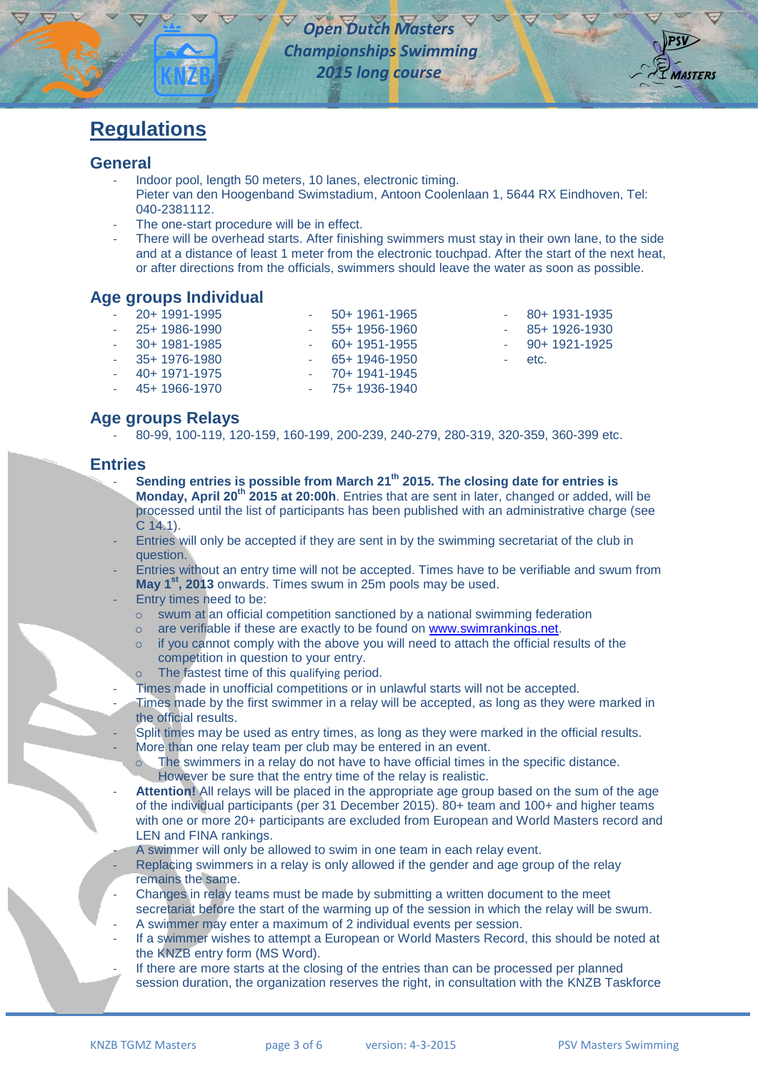## Regulations

### General

- Indoor pool, length 50 meters, 10 lanes, electronic timing.
  Pieter van den Hoogenband Swimstadium, Antoon Coolenlaan 1, 5644 RX Eindhoven, Tel: 040-2381112.
- The one-start procedure will be in effect.
- There will be overhead starts. After finishing swimmers must stay in their own lane, to the side and at a distance of least 1 meter from the electronic touchpad. After the start of the next heat, or after directions from the officials, swimmers should leave the water as soon as possible.

### Age groups Individual

- 20+ 1991-1995
- 25+ 1986-1990
- 30+ 1981-1985
- 35+ 1976-1980
- 40+ 1971-1975
- 45+ 1966-1970
- 50+ 1961-1965
- 55+ 1956-1960
- 60+ 1951-1955
- 65+ 1946-1950
- 70+ 1941-1945
- 75+ 1936-1940
- 80+ 1931-1935
- 85+ 1926-1930
- 90+ 1921-1925
- etc.

### Age groups Relays

- 80-99, 100-119, 120-159, 160-199, 200-239, 240-279, 280-319, 320-359, 360-399 etc.

### Entries

- **Sending entries is possible from March 21st 2015. The closing date for entries is Monday, April 20th 2015 at 20:00h**. Entries that are sent in later, changed or added, will be processed until the list of participants has been published with an administrative charge (see C 14.1).
- Entries will only be accepted if they are sent in by the swimming secretariat of the club in question.
- Entries without an entry time will not be accepted. Times have to be verifiable and swum from **May 1st, 2013** onwards. Times swum in 25m pools may be used.
- Entry times need to be:
  - swum at an official competition sanctioned by a national swimming federation
  - are verifiable if these are exactly to be found on [www.swimrankings.net](www.swimrankings.net).
  - if you cannot comply with the above you will need to attach the official results of the competition in question to your entry.
  - The fastest time of this qualifying period.
- Times made in unofficial competitions or in unlawful starts will not be accepted.
- Times made by the first swimmer in a relay will be accepted, as long as they were marked in the official results.
- Split times may be used as entry times, as long as they were marked in the official results.
- More than one relay team per club may be entered in an event.
  - The swimmers in a relay do not have to have official times in the specific distance. However be sure that the entry time of the relay is realistic.
- **Attention!** All relays will be placed in the appropriate age group based on the sum of the age of the individual participants (per 31 December 2015). 80+ team and 100+ and higher teams with one or more 20+ participants are excluded from European and World Masters record and LEN and FINA rankings.
- A swimmer will only be allowed to swim in one team in each relay event.
- Replacing swimmers in a relay is only allowed if the gender and age group of the relay remains the same.
- Changes in relay teams must be made by submitting a written document to the meet secretariat before the start of the warming up of the session in which the relay will be swum.
- A swimmer may enter a maximum of 2 individual events per session.
- If a swimmer wishes to attempt a European or World Masters Record, this should be noted at the KNZB entry form (MS Word).
- If there are more starts at the closing of the entries than can be processed per planned session duration, the organization reserves the right, in consultation with the KNZB Taskforce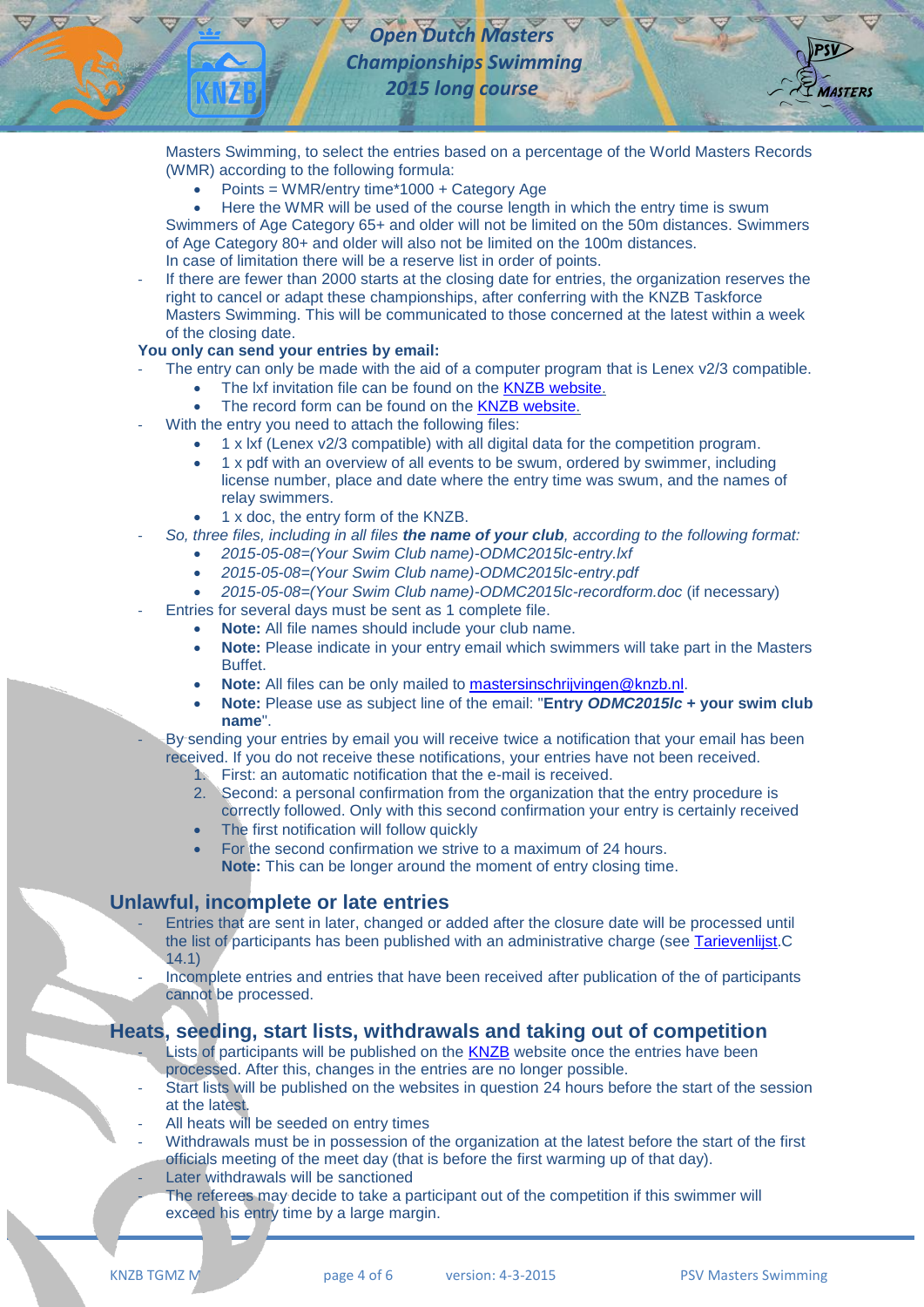Masters Swimming, to select the entries based on a percentage of the World Masters Records (WMR) according to the following formula:

- Points = WMR/entry time*1000 + Category Age
- Here the WMR will be used of the course length in which the entry time is swum

Swimmers of Age Category 65+ and older will not be limited on the 50m distances. Swimmers of Age Category 80+ and older will also not be limited on the 100m distances.
In case of limitation there will be a reserve list in order of points.

- If there are fewer than 2000 starts at the closing date for entries, the organization reserves the right to cancel or adapt these championships, after conferring with the KNZB Taskforce Masters Swimming. This will be communicated to those concerned at the latest within a week of the closing date.

**You only can send your entries by email:**

- The entry can only be made with the aid of a computer program that is Lenex v2/3 compatible.
  - The lxf invitation file can be found on the [KNZB website.]
  - The record form can be found on the [KNZB website.]
- With the entry you need to attach the following files:
  - 1 x lxf (Lenex v2/3 compatible) with all digital data for the competition program.
  - 1 x pdf with an overview of all events to be swum, ordered by swimmer, including license number, place and date where the entry time was swum, and the names of relay swimmers.
  - 1 x doc, the entry form of the KNZB.
- *So, three files, including in all files **the name of your club**, according to the following format:*
  - *2015-05-08=(Your Swim Club name)-ODMC2015lc-entry.lxf*
  - *2015-05-08=(Your Swim Club name)-ODMC2015lc-entry.pdf*
  - *2015-05-08=(Your Swim Club name)-ODMC2015lc-recordform.doc* (if necessary)
- Entries for several days must be sent as 1 complete file.
  - **Note:** All file names should include your club name.
  - **Note:** Please indicate in your entry email which swimmers will take part in the Masters Buffet.
  - **Note:** All files can be only mailed to mastersinschrijvingen@knzb.nl.
  - **Note:** Please use as subject line of the email: "**Entry *ODMC2015lc* + your swim club name**".
- By sending your entries by email you will receive twice a notification that your email has been received. If you do not receive these notifications, your entries have not been received.
  1. First: an automatic notification that the e-mail is received.
  2. Second: a personal confirmation from the organization that the entry procedure is correctly followed. Only with this second confirmation your entry is certainly received
  - The first notification will follow quickly
  - For the second confirmation we strive to a maximum of 24 hours.
    **Note:** This can be longer around the moment of entry closing time.

## Unlawful, incomplete or late entries

- Entries that are sent in later, changed or added after the closure date will be processed until the list of participants has been published with an administrative charge (see Tarievenlijst.C 14.1)
- Incomplete entries and entries that have been received after publication of the of participants cannot be processed.

## Heats, seeding, start lists, withdrawals and taking out of competition

- Lists of participants will be published on the KNZB website once the entries have been processed. After this, changes in the entries are no longer possible.
- Start lists will be published on the websites in question 24 hours before the start of the session at the latest.
- All heats will be seeded on entry times
- Withdrawals must be in possession of the organization at the latest before the start of the first officials meeting of the meet day (that is before the first warming up of that day).
- Later withdrawals will be sanctioned
- The referees may decide to take a participant out of the competition if this swimmer will exceed his entry time by a large margin.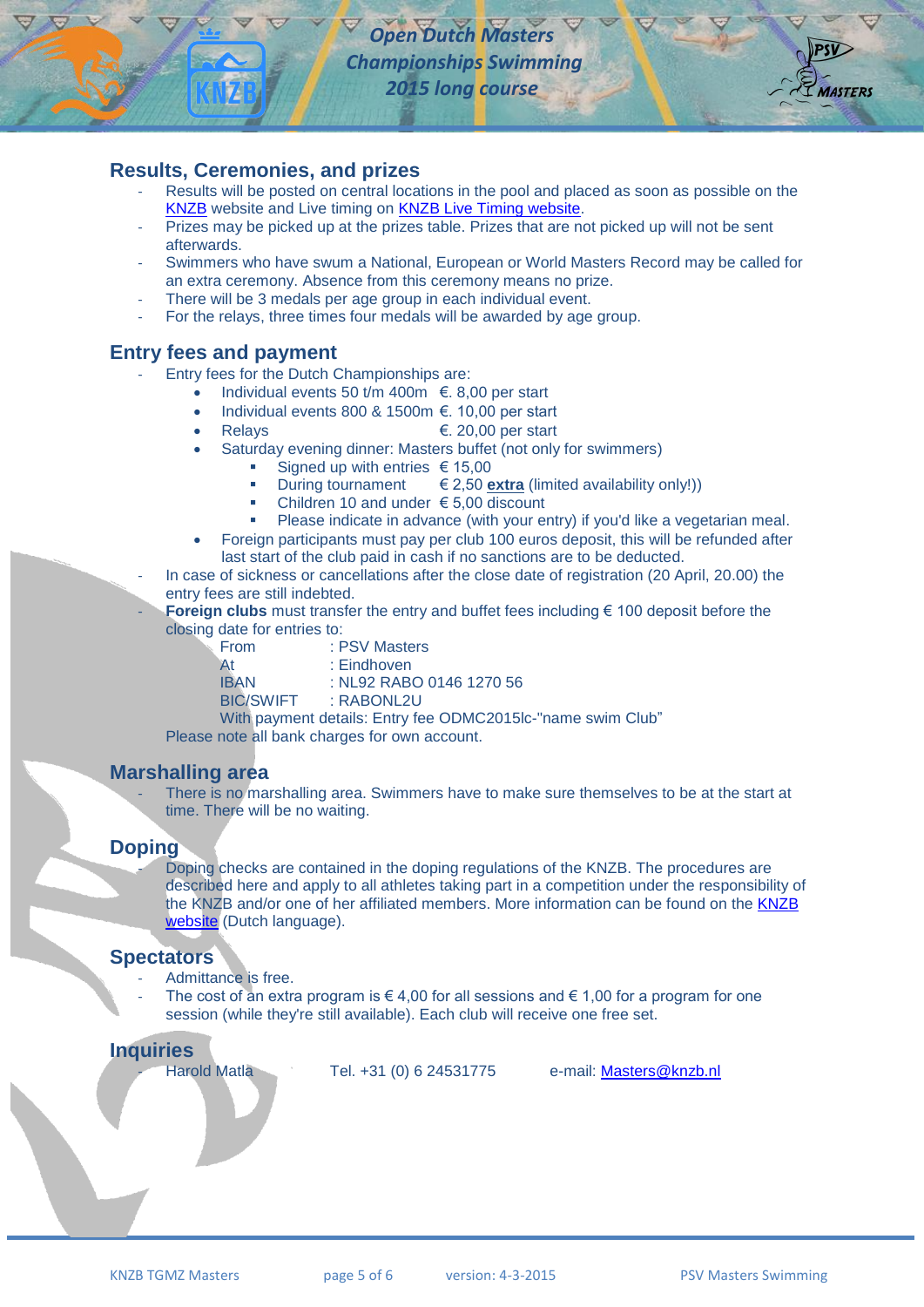## Results, Ceremonies, and prizes

- Results will be posted on central locations in the pool and placed as soon as possible on the KNZB website and Live timing on KNZB Live Timing website.
- Prizes may be picked up at the prizes table. Prizes that are not picked up will not be sent afterwards.
- Swimmers who have swum a National, European or World Masters Record may be called for an extra ceremony. Absence from this ceremony means no prize.
- There will be 3 medals per age group in each individual event.
- For the relays, three times four medals will be awarded by age group.

## Entry fees and payment

- Entry fees for the Dutch Championships are:
  - Individual events 50 t/m 400m €. 8,00 per start
  - Individual events 800 & 1500m €. 10,00 per start
  - Relays €. 20,00 per start
  - Saturday evening dinner: Masters buffet (not only for swimmers)
    - Signed up with entries € 15,00
    - During tournament € 2,50 **extra** (limited availability only!))
    - Children 10 and under € 5,00 discount
    - Please indicate in advance (with your entry) if you'd like a vegetarian meal.
  - Foreign participants must pay per club 100 euros deposit, this will be refunded after last start of the club paid in cash if no sanctions are to be deducted.
- In case of sickness or cancellations after the close date of registration (20 April, 20.00) the entry fees are still indebted.
- **Foreign clubs** must transfer the entry and buffet fees including € 100 deposit before the closing date for entries to:

  From : PSV Masters
  At : Eindhoven
  IBAN : NL92 RABO 0146 1270 56
  BIC/SWIFT : RABONL2U
  With payment details: Entry fee ODMC2015lc-"name swim Club"

  Please note all bank charges for own account.

## Marshalling area

- There is no marshalling area. Swimmers have to make sure themselves to be at the start at time. There will be no waiting.

## Doping

- Doping checks are contained in the doping regulations of the KNZB. The procedures are described here and apply to all athletes taking part in a competition under the responsibility of the KNZB and/or one of her affiliated members. More information can be found on the KNZB website (Dutch language).

## Spectators

- Admittance is free.
- The cost of an extra program is € 4,00 for all sessions and € 1,00 for a program for one session (while they're still available). Each club will receive one free set.

## Inquiries

- Harold Matla Tel. +31 (0) 6 24531775 e-mail: Masters@knzb.nl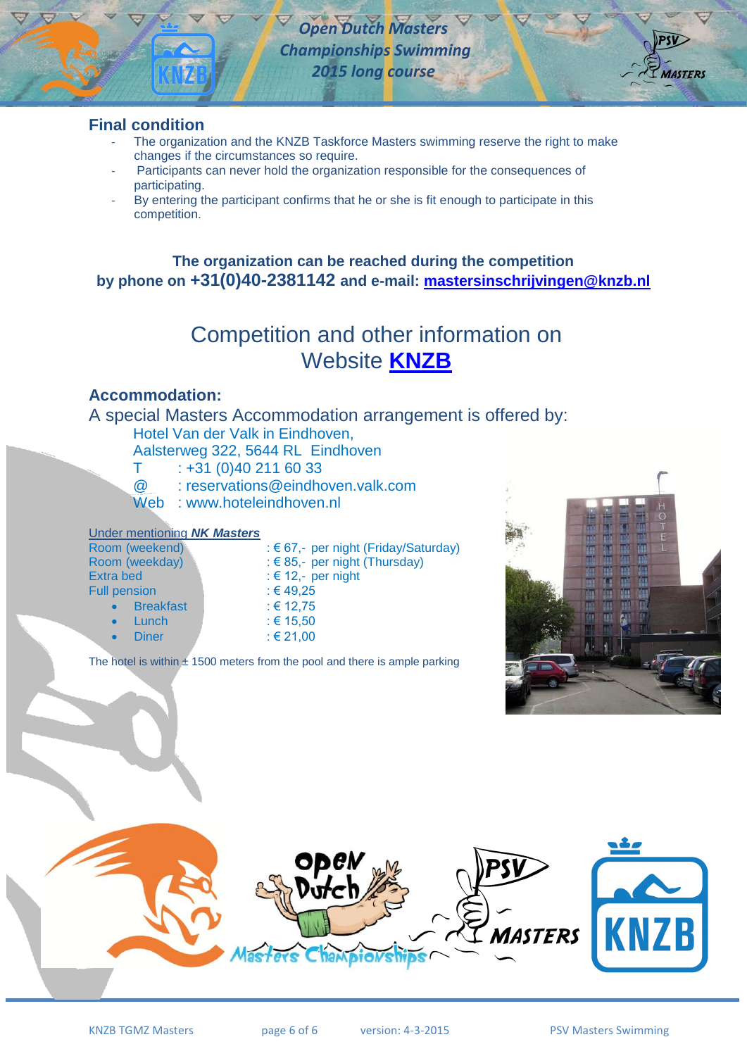## Final condition

- The organization and the KNZB Taskforce Masters swimming reserve the right to make changes if the circumstances so require.
- Participants can never hold the organization responsible for the consequences of participating.
- By entering the participant confirms that he or she is fit enough to participate in this competition.

**The organization can be reached during the competition by phone on +31(0)40-2381142 and e-mail: mastersinschrijvingen@knzb.nl**

# Competition and other information on Website **KNZB**

## Accommodation:

A special Masters Accommodation arrangement is offered by:

Hotel Van der Valk in Eindhoven,
Aalsterweg 322, 5644 RL Eindhoven
T : +31 (0)40 211 60 33
@ : reservations@eindhoven.valk.com
Web : www.hoteleindhoven.nl

Under mentioning ***NK Masters***

| | |
|---|---|
| Room (weekend) | : € 67,- per night (Friday/Saturday) |
| Room (weekday) | : € 85,- per night (Thursday) |
| Extra bed | : € 12,- per night |
| Full pension | : € 49,25 |
| • Breakfast | : € 12,75 |
| • Lunch | : € 15,50 |
| • Diner | : € 21,00 |

The hotel is within ± 1500 meters from the pool and there is ample parking